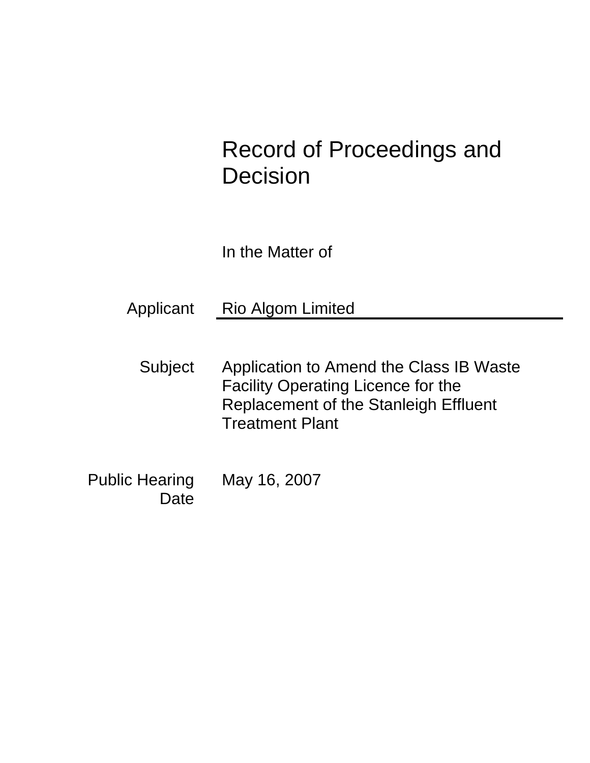# Record of Proceedings and Decision

In the Matter of

| | |
|---|---|
| Applicant | Rio Algom Limited |
| Subject | Application to Amend the Class IB Waste Facility Operating Licence for the Replacement of the Stanleigh Effluent Treatment Plant |
| Public Hearing Date | May 16, 2007 |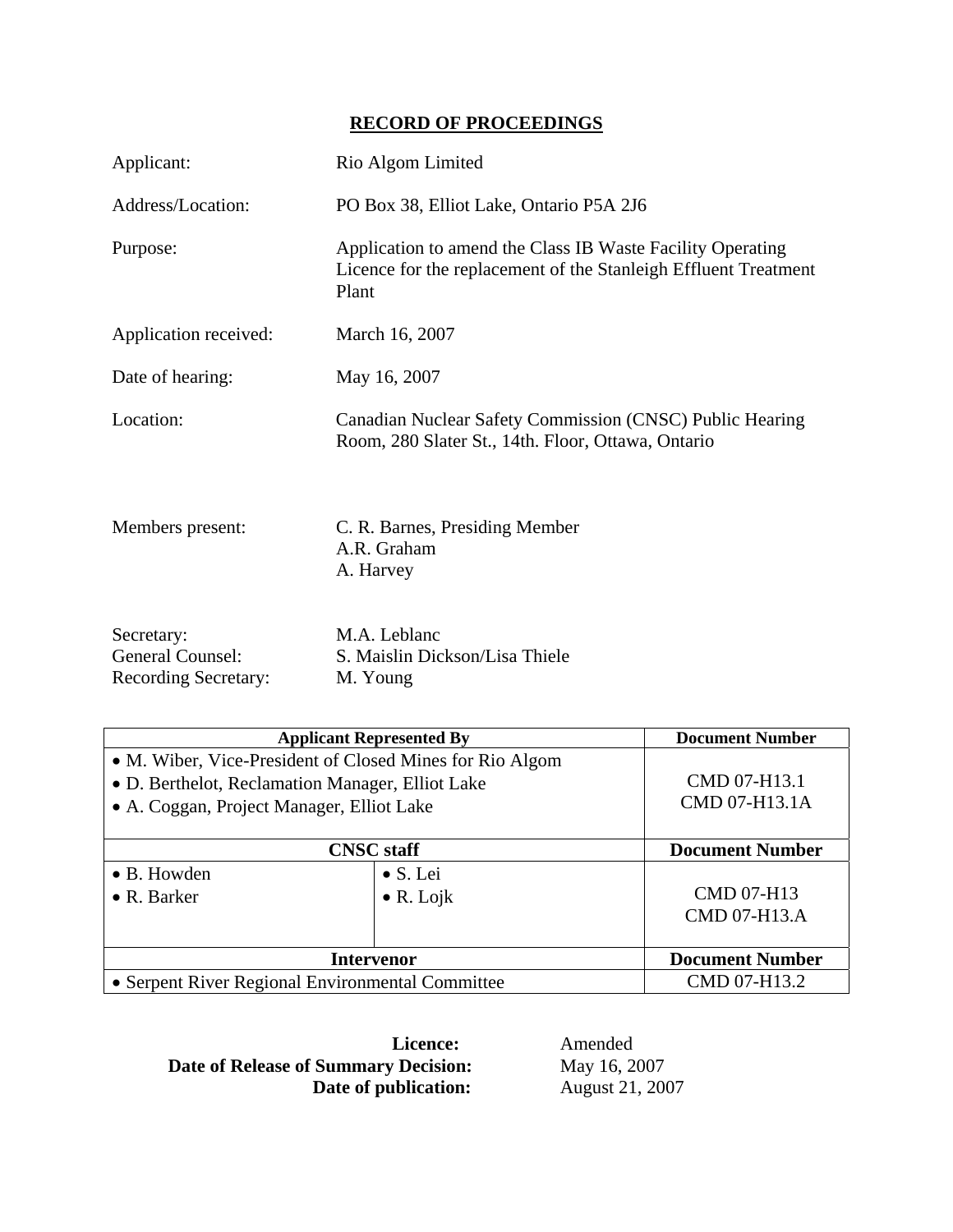# RECORD OF PROCEEDINGS

| | |
|---|---|
| Applicant: | Rio Algom Limited |
| Address/Location: | PO Box 38, Elliot Lake, Ontario P5A 2J6 |
| Purpose: | Application to amend the Class IB Waste Facility Operating Licence for the replacement of the Stanleigh Effluent Treatment Plant |
| Application received: | March 16, 2007 |
| Date of hearing: | May 16, 2007 |
| Location: | Canadian Nuclear Safety Commission (CNSC) Public Hearing Room, 280 Slater St., 14th. Floor, Ottawa, Ontario |
| Members present: | C. R. Barnes, Presiding Member<br>A.R. Graham<br>A. Harvey |
| Secretary: | M.A. Leblanc |
| General Counsel: | S. Maislin Dickson/Lisa Thiele |
| Recording Secretary: | M. Young |

| Applicant Represented By | | Document Number |
|---|---|---|
| • M. Wiber, Vice-President of Closed Mines for Rio Algom<br>• D. Berthelot, Reclamation Manager, Elliot Lake<br>• A. Coggan, Project Manager, Elliot Lake | | CMD 07-H13.1<br>CMD 07-H13.1A |
| **CNSC staff** | | **Document Number** |
| • B. Howden<br>• R. Barker | • S. Lei<br>• R. Lojk | CMD 07-H13<br>CMD 07-H13.A |
| **Intervenor** | | **Document Number** |
| • Serpent River Regional Environmental Committee | | CMD 07-H13.2 |

**Licence:** Amended
**Date of Release of Summary Decision:** May 16, 2007
**Date of publication:** August 21, 2007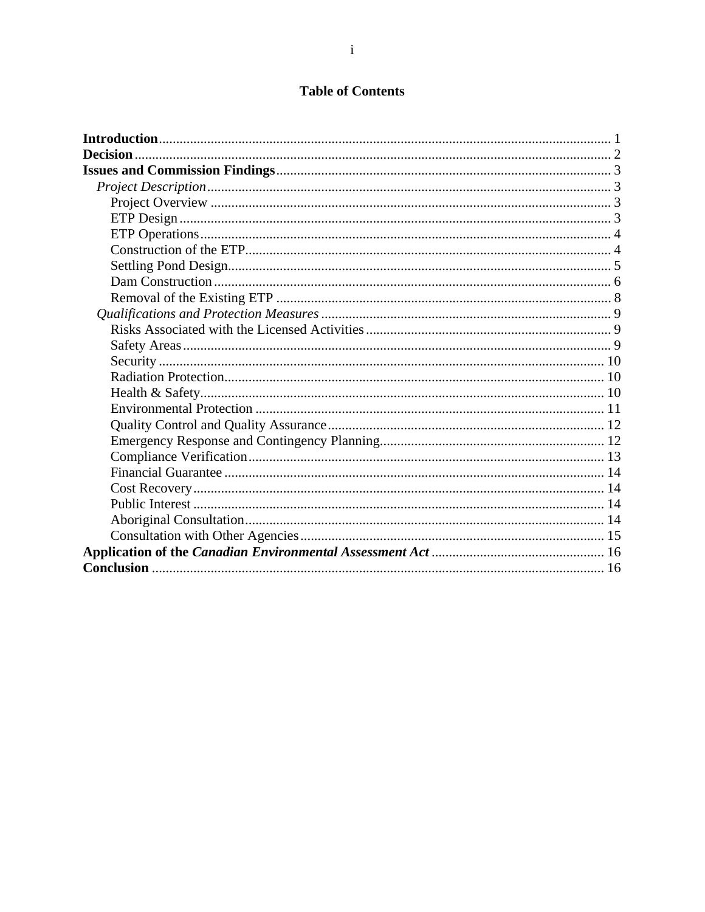# Table of Contents

**Introduction** .......... 1
**Decision** .......... 2
**Issues and Commission Findings** .......... 3
- *Project Description* .......... 3
  - Project Overview .......... 3
  - ETP Design .......... 3
  - ETP Operations .......... 4
  - Construction of the ETP .......... 4
  - Settling Pond Design .......... 5
  - Dam Construction .......... 6
  - Removal of the Existing ETP .......... 8
- *Qualifications and Protection Measures* .......... 9
  - Risks Associated with the Licensed Activities .......... 9
  - Safety Areas .......... 9
  - Security .......... 10
  - Radiation Protection .......... 10
  - Health & Safety .......... 10
  - Environmental Protection .......... 11
  - Quality Control and Quality Assurance .......... 12
  - Emergency Response and Contingency Planning .......... 12
  - Compliance Verification .......... 13
  - Financial Guarantee .......... 14
  - Cost Recovery .......... 14
  - Public Interest .......... 14
  - Aboriginal Consultation .......... 14
  - Consultation with Other Agencies .......... 15

**Application of the *Canadian Environmental Assessment Act*** .......... 16
**Conclusion** .......... 16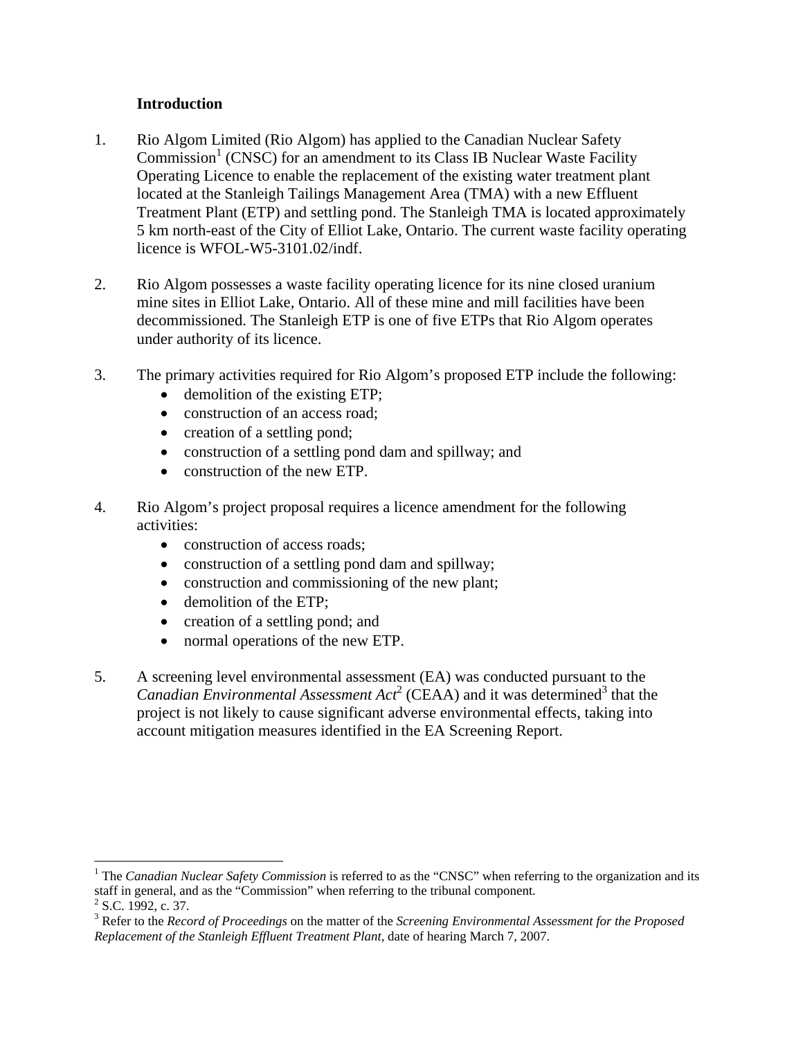**Introduction**

1. Rio Algom Limited (Rio Algom) has applied to the Canadian Nuclear Safety Commission[1] (CNSC) for an amendment to its Class IB Nuclear Waste Facility Operating Licence to enable the replacement of the existing water treatment plant located at the Stanleigh Tailings Management Area (TMA) with a new Effluent Treatment Plant (ETP) and settling pond. The Stanleigh TMA is located approximately 5 km north-east of the City of Elliot Lake, Ontario. The current waste facility operating licence is WFOL-W5-3101.02/indf.

2. Rio Algom possesses a waste facility operating licence for its nine closed uranium mine sites in Elliot Lake, Ontario. All of these mine and mill facilities have been decommissioned. The Stanleigh ETP is one of five ETPs that Rio Algom operates under authority of its licence.

3. The primary activities required for Rio Algom's proposed ETP include the following:
   - demolition of the existing ETP;
   - construction of an access road;
   - creation of a settling pond;
   - construction of a settling pond dam and spillway; and
   - construction of the new ETP.

4. Rio Algom's project proposal requires a licence amendment for the following activities:
   - construction of access roads;
   - construction of a settling pond dam and spillway;
   - construction and commissioning of the new plant;
   - demolition of the ETP;
   - creation of a settling pond; and
   - normal operations of the new ETP.

5. A screening level environmental assessment (EA) was conducted pursuant to the *Canadian Environmental Assessment Act*[2] (CEAA) and it was determined[3] that the project is not likely to cause significant adverse environmental effects, taking into account mitigation measures identified in the EA Screening Report.

---

[1] The *Canadian Nuclear Safety Commission* is referred to as the "CNSC" when referring to the organization and its staff in general, and as the "Commission" when referring to the tribunal component.

[2] S.C. 1992, c. 37.

[3] Refer to the *Record of Proceedings* on the matter of the *Screening Environmental Assessment for the Proposed Replacement of the Stanleigh Effluent Treatment Plant*, date of hearing March 7, 2007.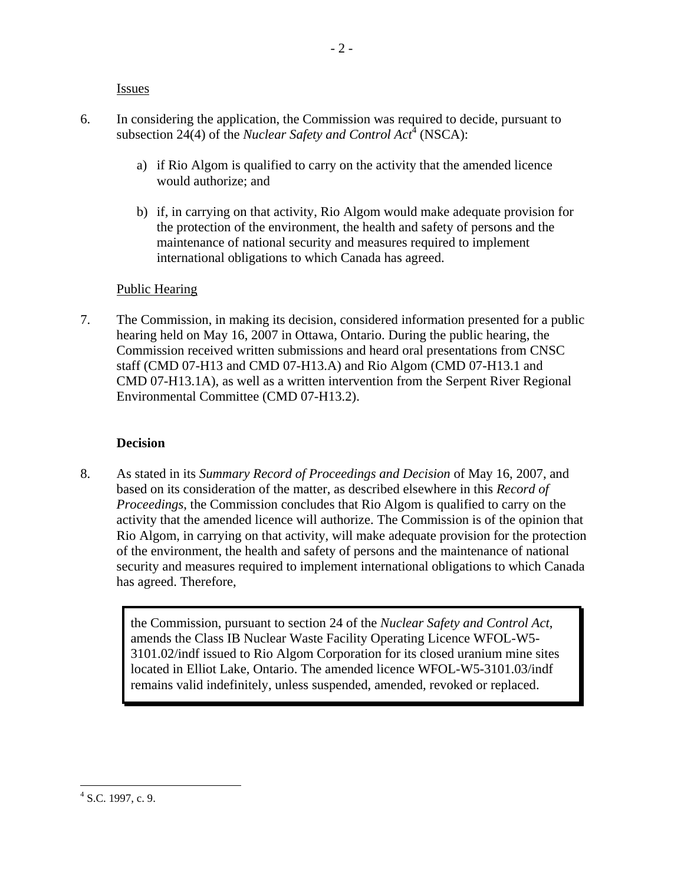Issues

6. In considering the application, the Commission was required to decide, pursuant to subsection 24(4) of the *Nuclear Safety and Control Act*[4] (NSCA):

    a) if Rio Algom is qualified to carry on the activity that the amended licence would authorize; and

    b) if, in carrying on that activity, Rio Algom would make adequate provision for the protection of the environment, the health and safety of persons and the maintenance of national security and measures required to implement international obligations to which Canada has agreed.

Public Hearing

7. The Commission, in making its decision, considered information presented for a public hearing held on May 16, 2007 in Ottawa, Ontario. During the public hearing, the Commission received written submissions and heard oral presentations from CNSC staff (CMD 07-H13 and CMD 07-H13.A) and Rio Algom (CMD 07-H13.1 and CMD 07-H13.1A), as well as a written intervention from the Serpent River Regional Environmental Committee (CMD 07-H13.2).

## Decision

8. As stated in its *Summary Record of Proceedings and Decision* of May 16, 2007, and based on its consideration of the matter, as described elsewhere in this *Record of Proceedings*, the Commission concludes that Rio Algom is qualified to carry on the activity that the amended licence will authorize. The Commission is of the opinion that Rio Algom, in carrying on that activity, will make adequate provision for the protection of the environment, the health and safety of persons and the maintenance of national security and measures required to implement international obligations to which Canada has agreed. Therefore,

> the Commission, pursuant to section 24 of the *Nuclear Safety and Control Act*, amends the Class IB Nuclear Waste Facility Operating Licence WFOL-W5-3101.02/indf issued to Rio Algom Corporation for its closed uranium mine sites located in Elliot Lake, Ontario. The amended licence WFOL-W5-3101.03/indf remains valid indefinitely, unless suspended, amended, revoked or replaced.

---

[4] S.C. 1997, c. 9.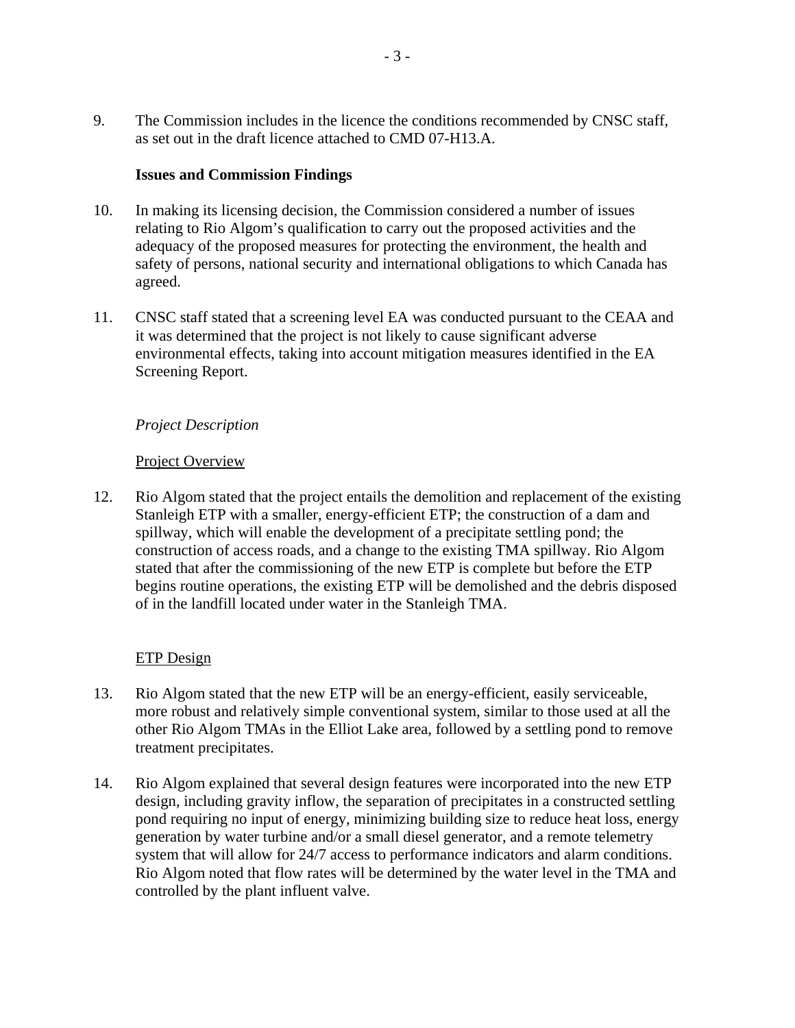9. The Commission includes in the licence the conditions recommended by CNSC staff, as set out in the draft licence attached to CMD 07-H13.A.

**Issues and Commission Findings**

10. In making its licensing decision, the Commission considered a number of issues relating to Rio Algom's qualification to carry out the proposed activities and the adequacy of the proposed measures for protecting the environment, the health and safety of persons, national security and international obligations to which Canada has agreed.

11. CNSC staff stated that a screening level EA was conducted pursuant to the CEAA and it was determined that the project is not likely to cause significant adverse environmental effects, taking into account mitigation measures identified in the EA Screening Report.

*Project Description*

Project Overview

12. Rio Algom stated that the project entails the demolition and replacement of the existing Stanleigh ETP with a smaller, energy-efficient ETP; the construction of a dam and spillway, which will enable the development of a precipitate settling pond; the construction of access roads, and a change to the existing TMA spillway. Rio Algom stated that after the commissioning of the new ETP is complete but before the ETP begins routine operations, the existing ETP will be demolished and the debris disposed of in the landfill located under water in the Stanleigh TMA.

ETP Design

13. Rio Algom stated that the new ETP will be an energy-efficient, easily serviceable, more robust and relatively simple conventional system, similar to those used at all the other Rio Algom TMAs in the Elliot Lake area, followed by a settling pond to remove treatment precipitates.

14. Rio Algom explained that several design features were incorporated into the new ETP design, including gravity inflow, the separation of precipitates in a constructed settling pond requiring no input of energy, minimizing building size to reduce heat loss, energy generation by water turbine and/or a small diesel generator, and a remote telemetry system that will allow for 24/7 access to performance indicators and alarm conditions. Rio Algom noted that flow rates will be determined by the water level in the TMA and controlled by the plant influent valve.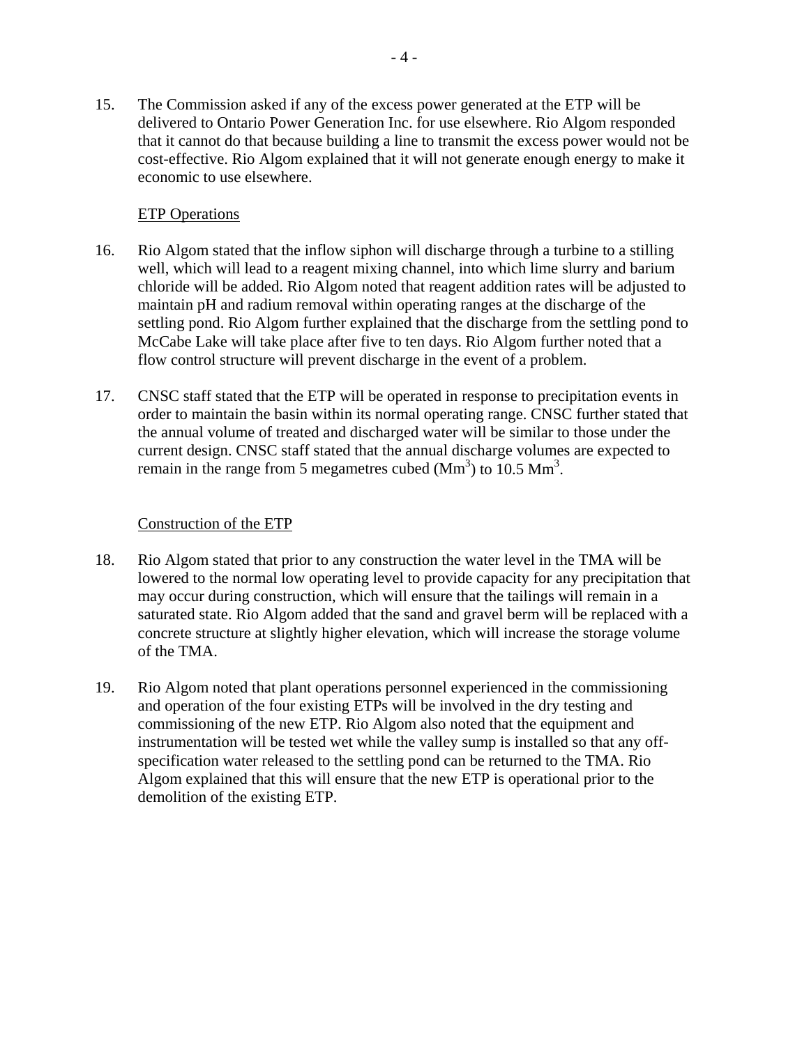15. The Commission asked if any of the excess power generated at the ETP will be delivered to Ontario Power Generation Inc. for use elsewhere. Rio Algom responded that it cannot do that because building a line to transmit the excess power would not be cost-effective. Rio Algom explained that it will not generate enough energy to make it economic to use elsewhere.

### ETP Operations

16. Rio Algom stated that the inflow siphon will discharge through a turbine to a stilling well, which will lead to a reagent mixing channel, into which lime slurry and barium chloride will be added. Rio Algom noted that reagent addition rates will be adjusted to maintain pH and radium removal within operating ranges at the discharge of the settling pond. Rio Algom further explained that the discharge from the settling pond to McCabe Lake will take place after five to ten days. Rio Algom further noted that a flow control structure will prevent discharge in the event of a problem.

17. CNSC staff stated that the ETP will be operated in response to precipitation events in order to maintain the basin within its normal operating range. CNSC further stated that the annual volume of treated and discharged water will be similar to those under the current design. CNSC staff stated that the annual discharge volumes are expected to remain in the range from 5 megametres cubed ($Mm^3$) to 10.5 $Mm^3$.

### Construction of the ETP

18. Rio Algom stated that prior to any construction the water level in the TMA will be lowered to the normal low operating level to provide capacity for any precipitation that may occur during construction, which will ensure that the tailings will remain in a saturated state. Rio Algom added that the sand and gravel berm will be replaced with a concrete structure at slightly higher elevation, which will increase the storage volume of the TMA.

19. Rio Algom noted that plant operations personnel experienced in the commissioning and operation of the four existing ETPs will be involved in the dry testing and commissioning of the new ETP. Rio Algom also noted that the equipment and instrumentation will be tested wet while the valley sump is installed so that any off-specification water released to the settling pond can be returned to the TMA. Rio Algom explained that this will ensure that the new ETP is operational prior to the demolition of the existing ETP.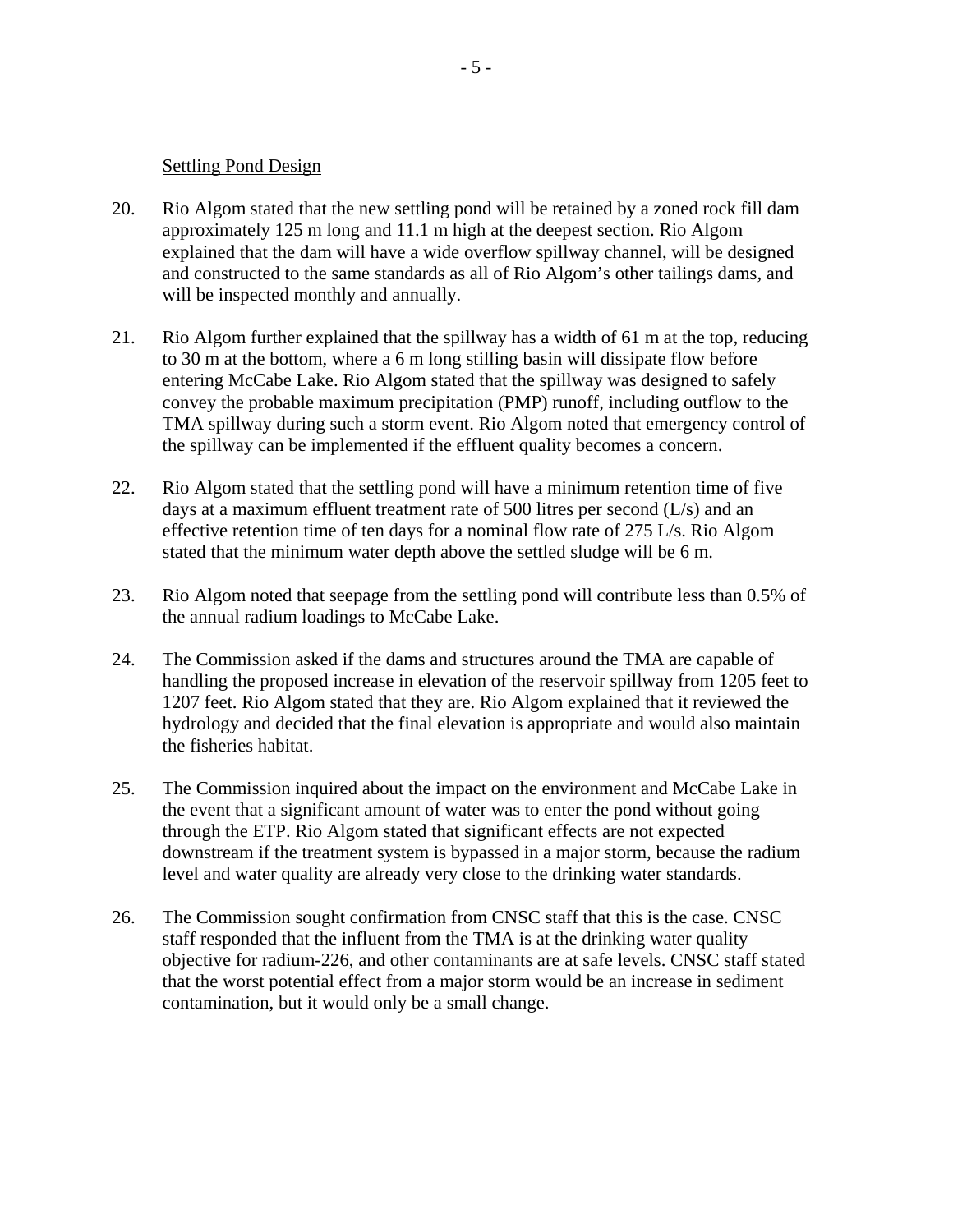<u>Settling Pond Design</u>

20. Rio Algom stated that the new settling pond will be retained by a zoned rock fill dam approximately 125 m long and 11.1 m high at the deepest section. Rio Algom explained that the dam will have a wide overflow spillway channel, will be designed and constructed to the same standards as all of Rio Algom's other tailings dams, and will be inspected monthly and annually.

21. Rio Algom further explained that the spillway has a width of 61 m at the top, reducing to 30 m at the bottom, where a 6 m long stilling basin will dissipate flow before entering McCabe Lake. Rio Algom stated that the spillway was designed to safely convey the probable maximum precipitation (PMP) runoff, including outflow to the TMA spillway during such a storm event. Rio Algom noted that emergency control of the spillway can be implemented if the effluent quality becomes a concern.

22. Rio Algom stated that the settling pond will have a minimum retention time of five days at a maximum effluent treatment rate of 500 litres per second (L/s) and an effective retention time of ten days for a nominal flow rate of 275 L/s. Rio Algom stated that the minimum water depth above the settled sludge will be 6 m.

23. Rio Algom noted that seepage from the settling pond will contribute less than 0.5% of the annual radium loadings to McCabe Lake.

24. The Commission asked if the dams and structures around the TMA are capable of handling the proposed increase in elevation of the reservoir spillway from 1205 feet to 1207 feet. Rio Algom stated that they are. Rio Algom explained that it reviewed the hydrology and decided that the final elevation is appropriate and would also maintain the fisheries habitat.

25. The Commission inquired about the impact on the environment and McCabe Lake in the event that a significant amount of water was to enter the pond without going through the ETP. Rio Algom stated that significant effects are not expected downstream if the treatment system is bypassed in a major storm, because the radium level and water quality are already very close to the drinking water standards.

26. The Commission sought confirmation from CNSC staff that this is the case. CNSC staff responded that the influent from the TMA is at the drinking water quality objective for radium-226, and other contaminants are at safe levels. CNSC staff stated that the worst potential effect from a major storm would be an increase in sediment contamination, but it would only be a small change.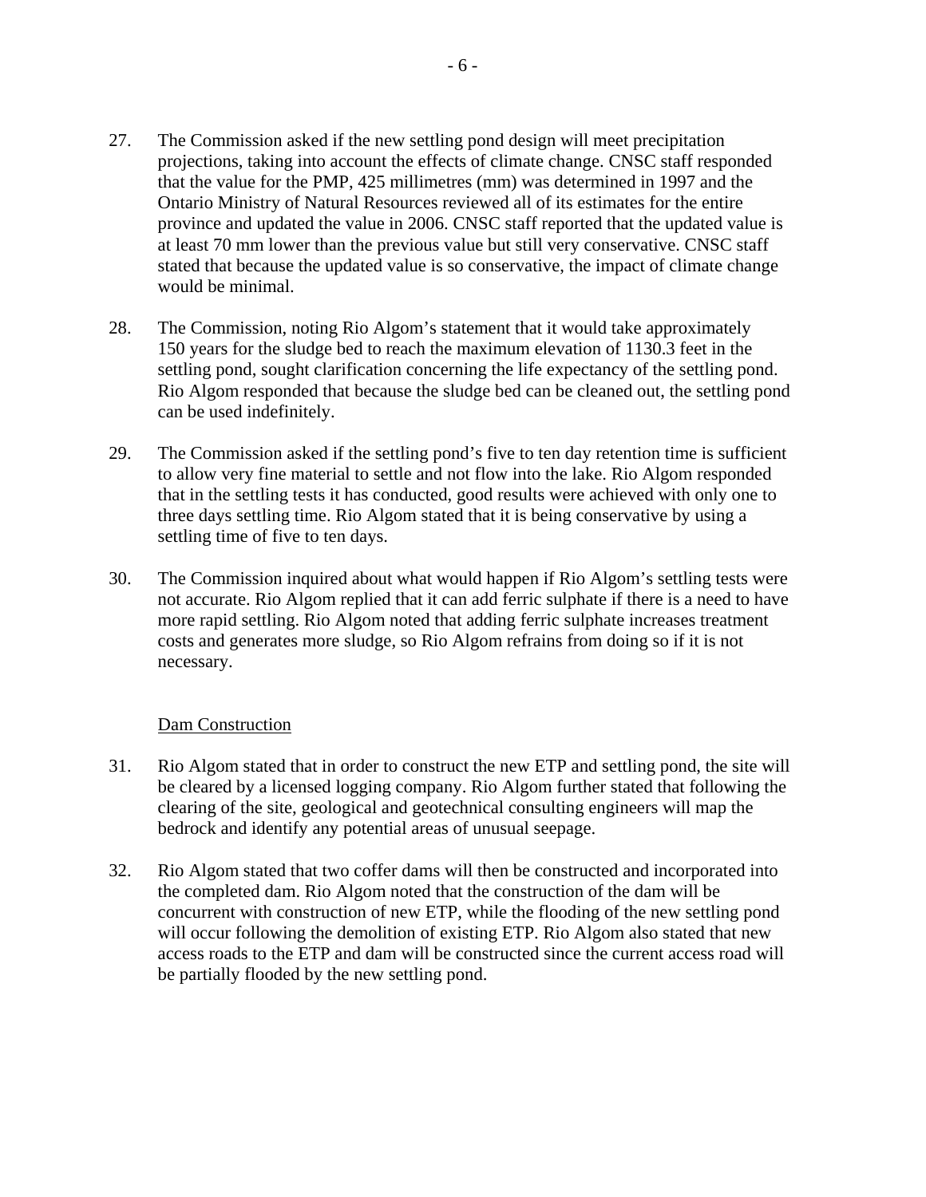27. The Commission asked if the new settling pond design will meet precipitation projections, taking into account the effects of climate change. CNSC staff responded that the value for the PMP, 425 millimetres (mm) was determined in 1997 and the Ontario Ministry of Natural Resources reviewed all of its estimates for the entire province and updated the value in 2006. CNSC staff reported that the updated value is at least 70 mm lower than the previous value but still very conservative. CNSC staff stated that because the updated value is so conservative, the impact of climate change would be minimal.

28. The Commission, noting Rio Algom's statement that it would take approximately 150 years for the sludge bed to reach the maximum elevation of 1130.3 feet in the settling pond, sought clarification concerning the life expectancy of the settling pond. Rio Algom responded that because the sludge bed can be cleaned out, the settling pond can be used indefinitely.

29. The Commission asked if the settling pond's five to ten day retention time is sufficient to allow very fine material to settle and not flow into the lake. Rio Algom responded that in the settling tests it has conducted, good results were achieved with only one to three days settling time. Rio Algom stated that it is being conservative by using a settling time of five to ten days.

30. The Commission inquired about what would happen if Rio Algom's settling tests were not accurate. Rio Algom replied that it can add ferric sulphate if there is a need to have more rapid settling. Rio Algom noted that adding ferric sulphate increases treatment costs and generates more sludge, so Rio Algom refrains from doing so if it is not necessary.

### Dam Construction

31. Rio Algom stated that in order to construct the new ETP and settling pond, the site will be cleared by a licensed logging company. Rio Algom further stated that following the clearing of the site, geological and geotechnical consulting engineers will map the bedrock and identify any potential areas of unusual seepage.

32. Rio Algom stated that two coffer dams will then be constructed and incorporated into the completed dam. Rio Algom noted that the construction of the dam will be concurrent with construction of new ETP, while the flooding of the new settling pond will occur following the demolition of existing ETP. Rio Algom also stated that new access roads to the ETP and dam will be constructed since the current access road will be partially flooded by the new settling pond.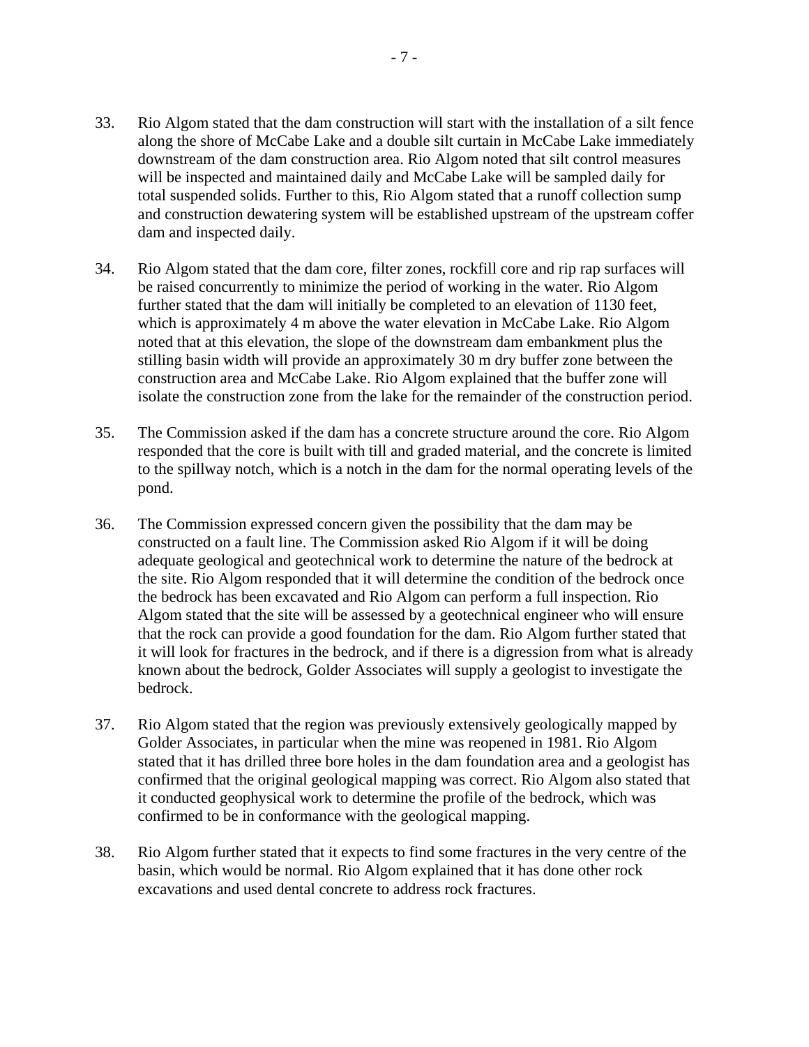33. Rio Algom stated that the dam construction will start with the installation of a silt fence along the shore of McCabe Lake and a double silt curtain in McCabe Lake immediately downstream of the dam construction area. Rio Algom noted that silt control measures will be inspected and maintained daily and McCabe Lake will be sampled daily for total suspended solids. Further to this, Rio Algom stated that a runoff collection sump and construction dewatering system will be established upstream of the upstream coffer dam and inspected daily.

34. Rio Algom stated that the dam core, filter zones, rockfill core and rip rap surfaces will be raised concurrently to minimize the period of working in the water. Rio Algom further stated that the dam will initially be completed to an elevation of 1130 feet, which is approximately 4 m above the water elevation in McCabe Lake. Rio Algom noted that at this elevation, the slope of the downstream dam embankment plus the stilling basin width will provide an approximately 30 m dry buffer zone between the construction area and McCabe Lake. Rio Algom explained that the buffer zone will isolate the construction zone from the lake for the remainder of the construction period.

35. The Commission asked if the dam has a concrete structure around the core. Rio Algom responded that the core is built with till and graded material, and the concrete is limited to the spillway notch, which is a notch in the dam for the normal operating levels of the pond.

36. The Commission expressed concern given the possibility that the dam may be constructed on a fault line. The Commission asked Rio Algom if it will be doing adequate geological and geotechnical work to determine the nature of the bedrock at the site. Rio Algom responded that it will determine the condition of the bedrock once the bedrock has been excavated and Rio Algom can perform a full inspection. Rio Algom stated that the site will be assessed by a geotechnical engineer who will ensure that the rock can provide a good foundation for the dam. Rio Algom further stated that it will look for fractures in the bedrock, and if there is a digression from what is already known about the bedrock, Golder Associates will supply a geologist to investigate the bedrock.

37. Rio Algom stated that the region was previously extensively geologically mapped by Golder Associates, in particular when the mine was reopened in 1981. Rio Algom stated that it has drilled three bore holes in the dam foundation area and a geologist has confirmed that the original geological mapping was correct. Rio Algom also stated that it conducted geophysical work to determine the profile of the bedrock, which was confirmed to be in conformance with the geological mapping.

38. Rio Algom further stated that it expects to find some fractures in the very centre of the basin, which would be normal. Rio Algom explained that it has done other rock excavations and used dental concrete to address rock fractures.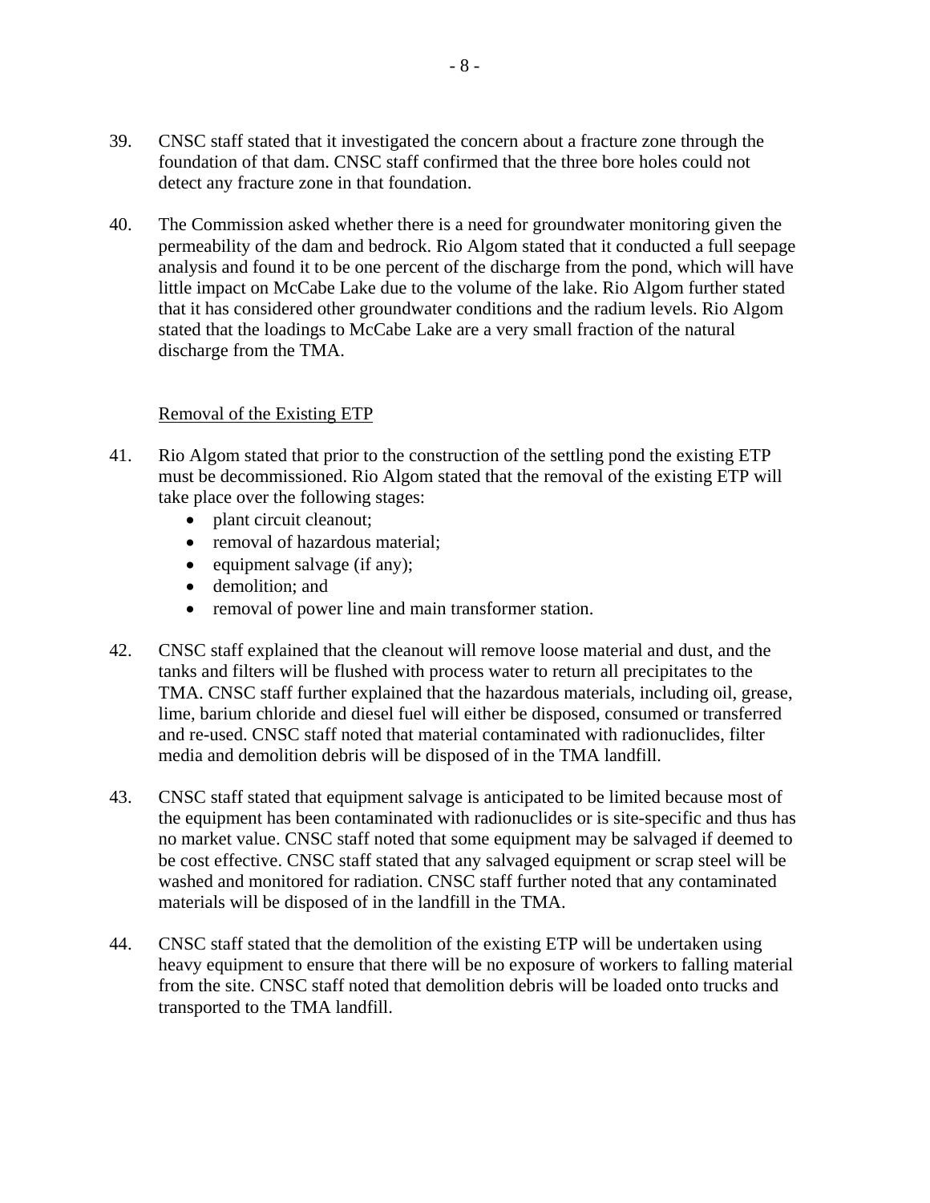39. CNSC staff stated that it investigated the concern about a fracture zone through the foundation of that dam. CNSC staff confirmed that the three bore holes could not detect any fracture zone in that foundation.

40. The Commission asked whether there is a need for groundwater monitoring given the permeability of the dam and bedrock. Rio Algom stated that it conducted a full seepage analysis and found it to be one percent of the discharge from the pond, which will have little impact on McCabe Lake due to the volume of the lake. Rio Algom further stated that it has considered other groundwater conditions and the radium levels. Rio Algom stated that the loadings to McCabe Lake are a very small fraction of the natural discharge from the TMA.

Removal of the Existing ETP

41. Rio Algom stated that prior to the construction of the settling pond the existing ETP must be decommissioned. Rio Algom stated that the removal of the existing ETP will take place over the following stages:
    - plant circuit cleanout;
    - removal of hazardous material;
    - equipment salvage (if any);
    - demolition; and
    - removal of power line and main transformer station.

42. CNSC staff explained that the cleanout will remove loose material and dust, and the tanks and filters will be flushed with process water to return all precipitates to the TMA. CNSC staff further explained that the hazardous materials, including oil, grease, lime, barium chloride and diesel fuel will either be disposed, consumed or transferred and re-used. CNSC staff noted that material contaminated with radionuclides, filter media and demolition debris will be disposed of in the TMA landfill.

43. CNSC staff stated that equipment salvage is anticipated to be limited because most of the equipment has been contaminated with radionuclides or is site-specific and thus has no market value. CNSC staff noted that some equipment may be salvaged if deemed to be cost effective. CNSC staff stated that any salvaged equipment or scrap steel will be washed and monitored for radiation. CNSC staff further noted that any contaminated materials will be disposed of in the landfill in the TMA.

44. CNSC staff stated that the demolition of the existing ETP will be undertaken using heavy equipment to ensure that there will be no exposure of workers to falling material from the site. CNSC staff noted that demolition debris will be loaded onto trucks and transported to the TMA landfill.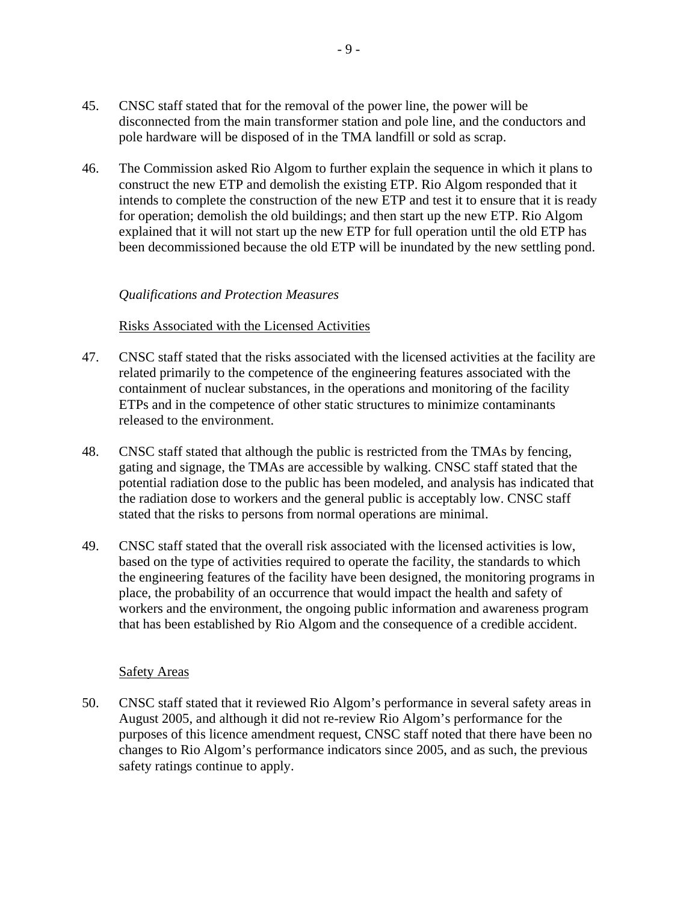45. CNSC staff stated that for the removal of the power line, the power will be disconnected from the main transformer station and pole line, and the conductors and pole hardware will be disposed of in the TMA landfill or sold as scrap.

46. The Commission asked Rio Algom to further explain the sequence in which it plans to construct the new ETP and demolish the existing ETP. Rio Algom responded that it intends to complete the construction of the new ETP and test it to ensure that it is ready for operation; demolish the old buildings; and then start up the new ETP. Rio Algom explained that it will not start up the new ETP for full operation until the old ETP has been decommissioned because the old ETP will be inundated by the new settling pond.

*Qualifications and Protection Measures*

<u>Risks Associated with the Licensed Activities</u>

47. CNSC staff stated that the risks associated with the licensed activities at the facility are related primarily to the competence of the engineering features associated with the containment of nuclear substances, in the operations and monitoring of the facility ETPs and in the competence of other static structures to minimize contaminants released to the environment.

48. CNSC staff stated that although the public is restricted from the TMAs by fencing, gating and signage, the TMAs are accessible by walking. CNSC staff stated that the potential radiation dose to the public has been modeled, and analysis has indicated that the radiation dose to workers and the general public is acceptably low. CNSC staff stated that the risks to persons from normal operations are minimal.

49. CNSC staff stated that the overall risk associated with the licensed activities is low, based on the type of activities required to operate the facility, the standards to which the engineering features of the facility have been designed, the monitoring programs in place, the probability of an occurrence that would impact the health and safety of workers and the environment, the ongoing public information and awareness program that has been established by Rio Algom and the consequence of a credible accident.

<u>Safety Areas</u>

50. CNSC staff stated that it reviewed Rio Algom's performance in several safety areas in August 2005, and although it did not re-review Rio Algom's performance for the purposes of this licence amendment request, CNSC staff noted that there have been no changes to Rio Algom's performance indicators since 2005, and as such, the previous safety ratings continue to apply.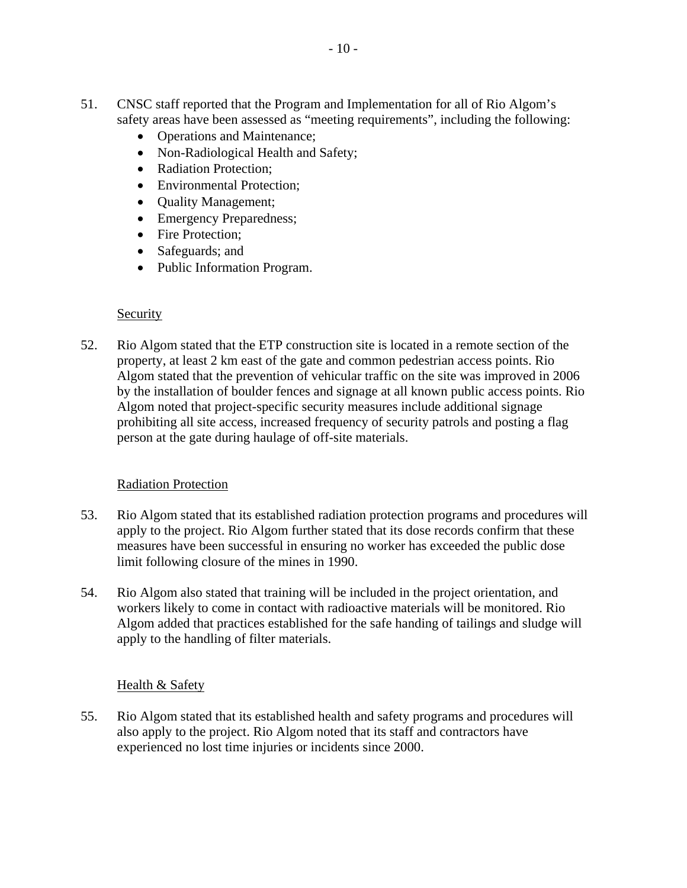51. CNSC staff reported that the Program and Implementation for all of Rio Algom's safety areas have been assessed as "meeting requirements", including the following:
    - Operations and Maintenance;
    - Non-Radiological Health and Safety;
    - Radiation Protection;
    - Environmental Protection;
    - Quality Management;
    - Emergency Preparedness;
    - Fire Protection;
    - Safeguards; and
    - Public Information Program.

Security

52. Rio Algom stated that the ETP construction site is located in a remote section of the property, at least 2 km east of the gate and common pedestrian access points. Rio Algom stated that the prevention of vehicular traffic on the site was improved in 2006 by the installation of boulder fences and signage at all known public access points. Rio Algom noted that project-specific security measures include additional signage prohibiting all site access, increased frequency of security patrols and posting a flag person at the gate during haulage of off-site materials.

Radiation Protection

53. Rio Algom stated that its established radiation protection programs and procedures will apply to the project. Rio Algom further stated that its dose records confirm that these measures have been successful in ensuring no worker has exceeded the public dose limit following closure of the mines in 1990.

54. Rio Algom also stated that training will be included in the project orientation, and workers likely to come in contact with radioactive materials will be monitored. Rio Algom added that practices established for the safe handing of tailings and sludge will apply to the handling of filter materials.

Health & Safety

55. Rio Algom stated that its established health and safety programs and procedures will also apply to the project. Rio Algom noted that its staff and contractors have experienced no lost time injuries or incidents since 2000.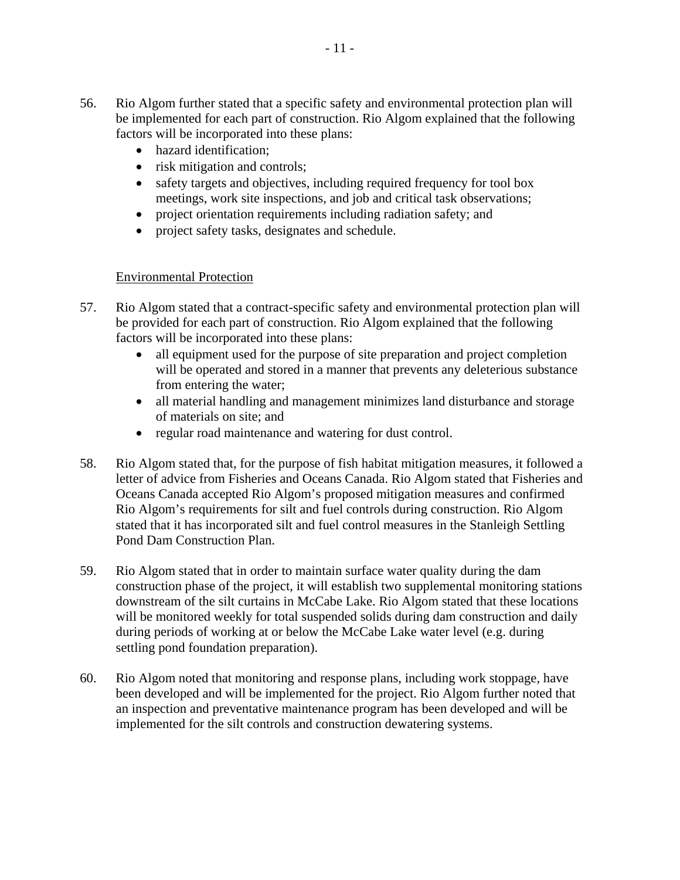56. Rio Algom further stated that a specific safety and environmental protection plan will be implemented for each part of construction. Rio Algom explained that the following factors will be incorporated into these plans:
    - hazard identification;
    - risk mitigation and controls;
    - safety targets and objectives, including required frequency for tool box meetings, work site inspections, and job and critical task observations;
    - project orientation requirements including radiation safety; and
    - project safety tasks, designates and schedule.

<u>Environmental Protection</u>

57. Rio Algom stated that a contract-specific safety and environmental protection plan will be provided for each part of construction. Rio Algom explained that the following factors will be incorporated into these plans:
    - all equipment used for the purpose of site preparation and project completion will be operated and stored in a manner that prevents any deleterious substance from entering the water;
    - all material handling and management minimizes land disturbance and storage of materials on site; and
    - regular road maintenance and watering for dust control.

58. Rio Algom stated that, for the purpose of fish habitat mitigation measures, it followed a letter of advice from Fisheries and Oceans Canada. Rio Algom stated that Fisheries and Oceans Canada accepted Rio Algom's proposed mitigation measures and confirmed Rio Algom's requirements for silt and fuel controls during construction. Rio Algom stated that it has incorporated silt and fuel control measures in the Stanleigh Settling Pond Dam Construction Plan.

59. Rio Algom stated that in order to maintain surface water quality during the dam construction phase of the project, it will establish two supplemental monitoring stations downstream of the silt curtains in McCabe Lake. Rio Algom stated that these locations will be monitored weekly for total suspended solids during dam construction and daily during periods of working at or below the McCabe Lake water level (e.g. during settling pond foundation preparation).

60. Rio Algom noted that monitoring and response plans, including work stoppage, have been developed and will be implemented for the project. Rio Algom further noted that an inspection and preventative maintenance program has been developed and will be implemented for the silt controls and construction dewatering systems.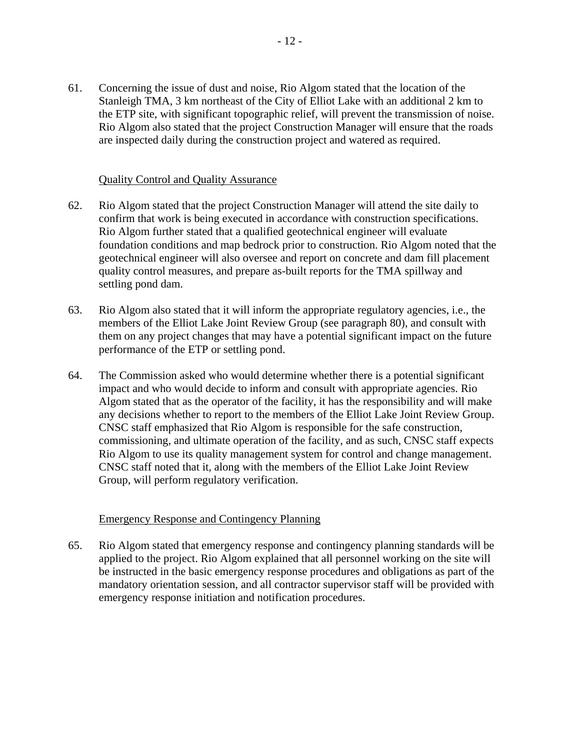61. Concerning the issue of dust and noise, Rio Algom stated that the location of the Stanleigh TMA, 3 km northeast of the City of Elliot Lake with an additional 2 km to the ETP site, with significant topographic relief, will prevent the transmission of noise. Rio Algom also stated that the project Construction Manager will ensure that the roads are inspected daily during the construction project and watered as required.

<u>Quality Control and Quality Assurance</u>

62. Rio Algom stated that the project Construction Manager will attend the site daily to confirm that work is being executed in accordance with construction specifications. Rio Algom further stated that a qualified geotechnical engineer will evaluate foundation conditions and map bedrock prior to construction. Rio Algom noted that the geotechnical engineer will also oversee and report on concrete and dam fill placement quality control measures, and prepare as-built reports for the TMA spillway and settling pond dam.

63. Rio Algom also stated that it will inform the appropriate regulatory agencies, i.e., the members of the Elliot Lake Joint Review Group (see paragraph 80), and consult with them on any project changes that may have a potential significant impact on the future performance of the ETP or settling pond.

64. The Commission asked who would determine whether there is a potential significant impact and who would decide to inform and consult with appropriate agencies. Rio Algom stated that as the operator of the facility, it has the responsibility and will make any decisions whether to report to the members of the Elliot Lake Joint Review Group. CNSC staff emphasized that Rio Algom is responsible for the safe construction, commissioning, and ultimate operation of the facility, and as such, CNSC staff expects Rio Algom to use its quality management system for control and change management. CNSC staff noted that it, along with the members of the Elliot Lake Joint Review Group, will perform regulatory verification.

<u>Emergency Response and Contingency Planning</u>

65. Rio Algom stated that emergency response and contingency planning standards will be applied to the project. Rio Algom explained that all personnel working on the site will be instructed in the basic emergency response procedures and obligations as part of the mandatory orientation session, and all contractor supervisor staff will be provided with emergency response initiation and notification procedures.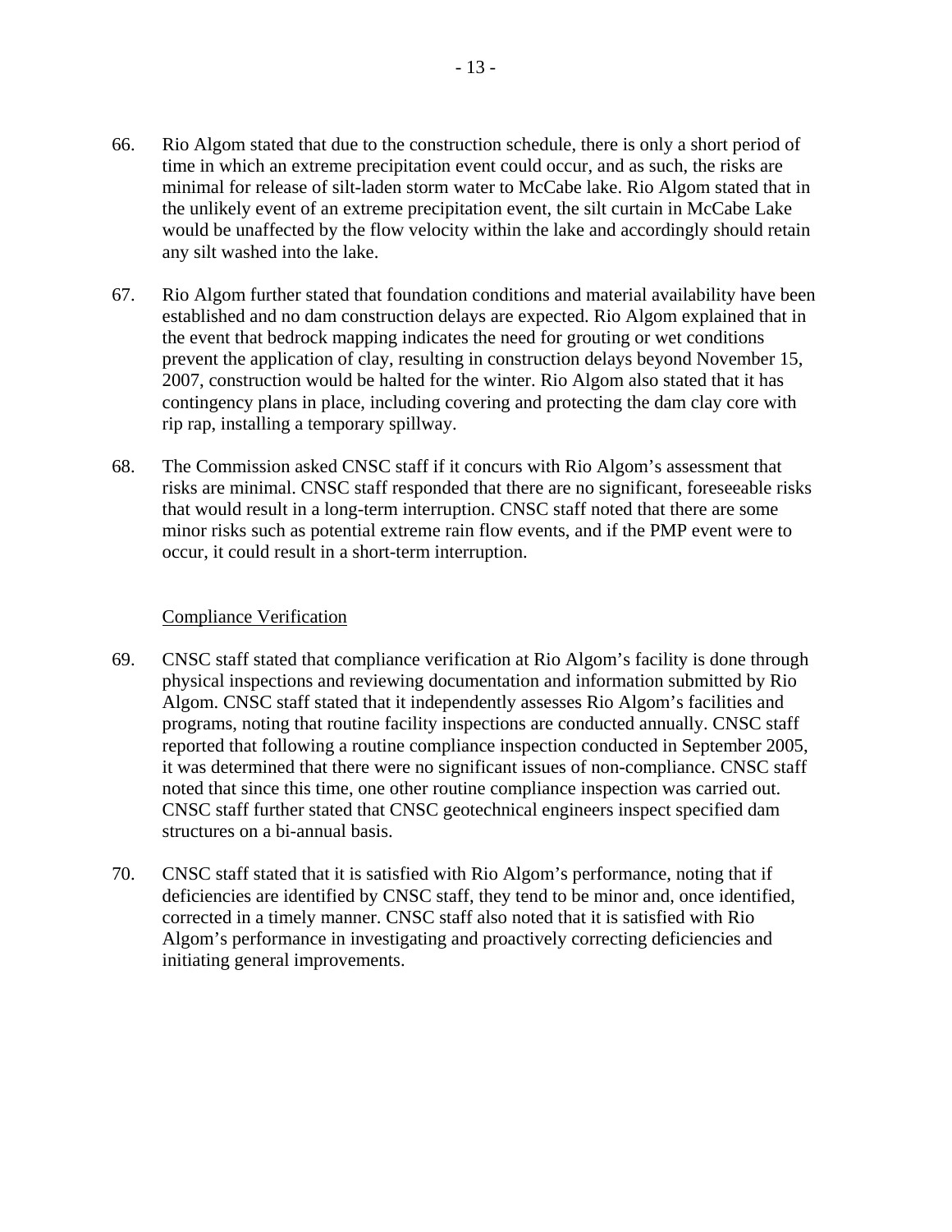66. Rio Algom stated that due to the construction schedule, there is only a short period of time in which an extreme precipitation event could occur, and as such, the risks are minimal for release of silt-laden storm water to McCabe lake. Rio Algom stated that in the unlikely event of an extreme precipitation event, the silt curtain in McCabe Lake would be unaffected by the flow velocity within the lake and accordingly should retain any silt washed into the lake.

67. Rio Algom further stated that foundation conditions and material availability have been established and no dam construction delays are expected. Rio Algom explained that in the event that bedrock mapping indicates the need for grouting or wet conditions prevent the application of clay, resulting in construction delays beyond November 15, 2007, construction would be halted for the winter. Rio Algom also stated that it has contingency plans in place, including covering and protecting the dam clay core with rip rap, installing a temporary spillway.

68. The Commission asked CNSC staff if it concurs with Rio Algom's assessment that risks are minimal. CNSC staff responded that there are no significant, foreseeable risks that would result in a long-term interruption. CNSC staff noted that there are some minor risks such as potential extreme rain flow events, and if the PMP event were to occur, it could result in a short-term interruption.

Compliance Verification

69. CNSC staff stated that compliance verification at Rio Algom's facility is done through physical inspections and reviewing documentation and information submitted by Rio Algom. CNSC staff stated that it independently assesses Rio Algom's facilities and programs, noting that routine facility inspections are conducted annually. CNSC staff reported that following a routine compliance inspection conducted in September 2005, it was determined that there were no significant issues of non-compliance. CNSC staff noted that since this time, one other routine compliance inspection was carried out. CNSC staff further stated that CNSC geotechnical engineers inspect specified dam structures on a bi-annual basis.

70. CNSC staff stated that it is satisfied with Rio Algom's performance, noting that if deficiencies are identified by CNSC staff, they tend to be minor and, once identified, corrected in a timely manner. CNSC staff also noted that it is satisfied with Rio Algom's performance in investigating and proactively correcting deficiencies and initiating general improvements.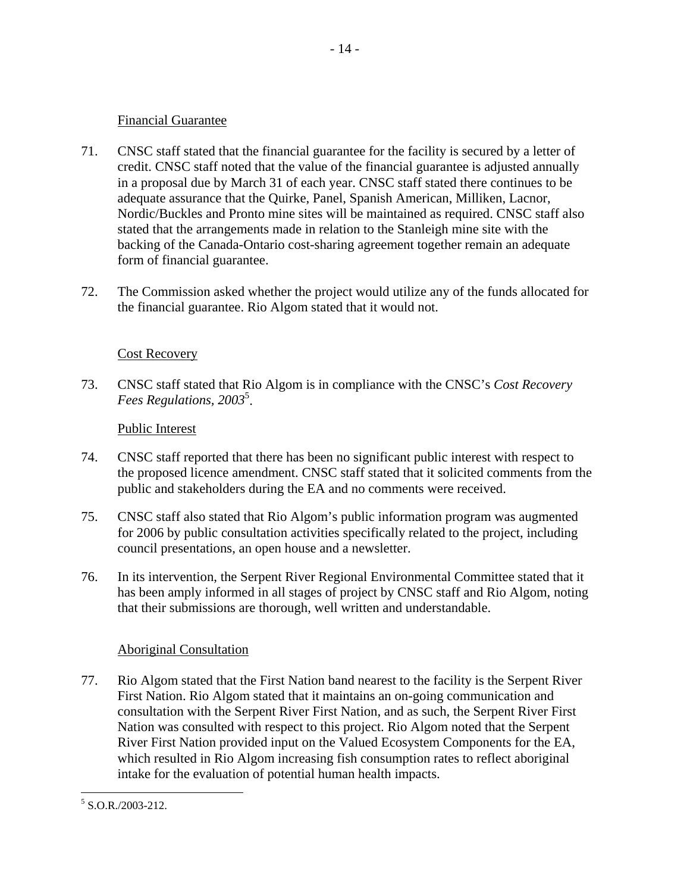Financial Guarantee

71. CNSC staff stated that the financial guarantee for the facility is secured by a letter of credit. CNSC staff noted that the value of the financial guarantee is adjusted annually in a proposal due by March 31 of each year. CNSC staff stated there continues to be adequate assurance that the Quirke, Panel, Spanish American, Milliken, Lacnor, Nordic/Buckles and Pronto mine sites will be maintained as required. CNSC staff also stated that the arrangements made in relation to the Stanleigh mine site with the backing of the Canada-Ontario cost-sharing agreement together remain an adequate form of financial guarantee.

72. The Commission asked whether the project would utilize any of the funds allocated for the financial guarantee. Rio Algom stated that it would not.

Cost Recovery

73. CNSC staff stated that Rio Algom is in compliance with the CNSC's *Cost Recovery Fees Regulations, 2003*[5].

Public Interest

74. CNSC staff reported that there has been no significant public interest with respect to the proposed licence amendment. CNSC staff stated that it solicited comments from the public and stakeholders during the EA and no comments were received.

75. CNSC staff also stated that Rio Algom's public information program was augmented for 2006 by public consultation activities specifically related to the project, including council presentations, an open house and a newsletter.

76. In its intervention, the Serpent River Regional Environmental Committee stated that it has been amply informed in all stages of project by CNSC staff and Rio Algom, noting that their submissions are thorough, well written and understandable.

Aboriginal Consultation

77. Rio Algom stated that the First Nation band nearest to the facility is the Serpent River First Nation. Rio Algom stated that it maintains an on-going communication and consultation with the Serpent River First Nation, and as such, the Serpent River First Nation was consulted with respect to this project. Rio Algom noted that the Serpent River First Nation provided input on the Valued Ecosystem Components for the EA, which resulted in Rio Algom increasing fish consumption rates to reflect aboriginal intake for the evaluation of potential human health impacts.

---

[5] S.O.R./2003-212.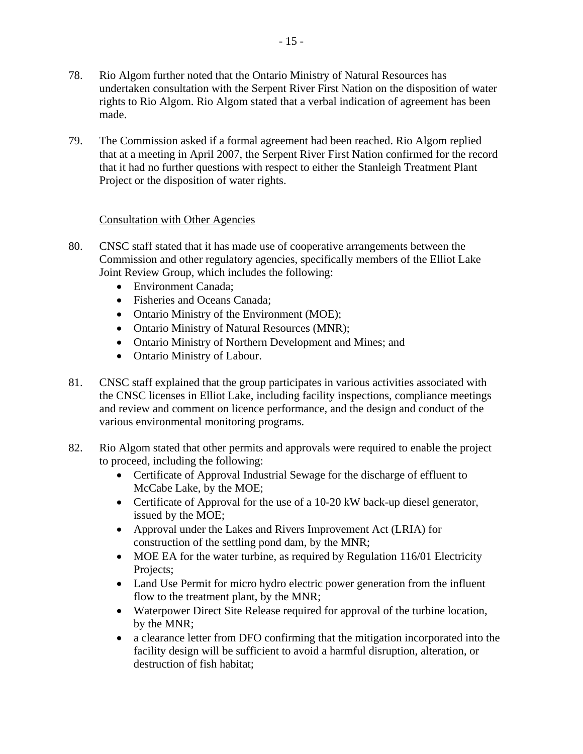78. Rio Algom further noted that the Ontario Ministry of Natural Resources has undertaken consultation with the Serpent River First Nation on the disposition of water rights to Rio Algom. Rio Algom stated that a verbal indication of agreement has been made.

79. The Commission asked if a formal agreement had been reached. Rio Algom replied that at a meeting in April 2007, the Serpent River First Nation confirmed for the record that it had no further questions with respect to either the Stanleigh Treatment Plant Project or the disposition of water rights.

Consultation with Other Agencies

80. CNSC staff stated that it has made use of cooperative arrangements between the Commission and other regulatory agencies, specifically members of the Elliot Lake Joint Review Group, which includes the following:
    - Environment Canada;
    - Fisheries and Oceans Canada;
    - Ontario Ministry of the Environment (MOE);
    - Ontario Ministry of Natural Resources (MNR);
    - Ontario Ministry of Northern Development and Mines; and
    - Ontario Ministry of Labour.

81. CNSC staff explained that the group participates in various activities associated with the CNSC licenses in Elliot Lake, including facility inspections, compliance meetings and review and comment on licence performance, and the design and conduct of the various environmental monitoring programs.

82. Rio Algom stated that other permits and approvals were required to enable the project to proceed, including the following:
    - Certificate of Approval Industrial Sewage for the discharge of effluent to McCabe Lake, by the MOE;
    - Certificate of Approval for the use of a 10-20 kW back-up diesel generator, issued by the MOE;
    - Approval under the Lakes and Rivers Improvement Act (LRIA) for construction of the settling pond dam, by the MNR;
    - MOE EA for the water turbine, as required by Regulation 116/01 Electricity Projects;
    - Land Use Permit for micro hydro electric power generation from the influent flow to the treatment plant, by the MNR;
    - Waterpower Direct Site Release required for approval of the turbine location, by the MNR;
    - a clearance letter from DFO confirming that the mitigation incorporated into the facility design will be sufficient to avoid a harmful disruption, alteration, or destruction of fish habitat;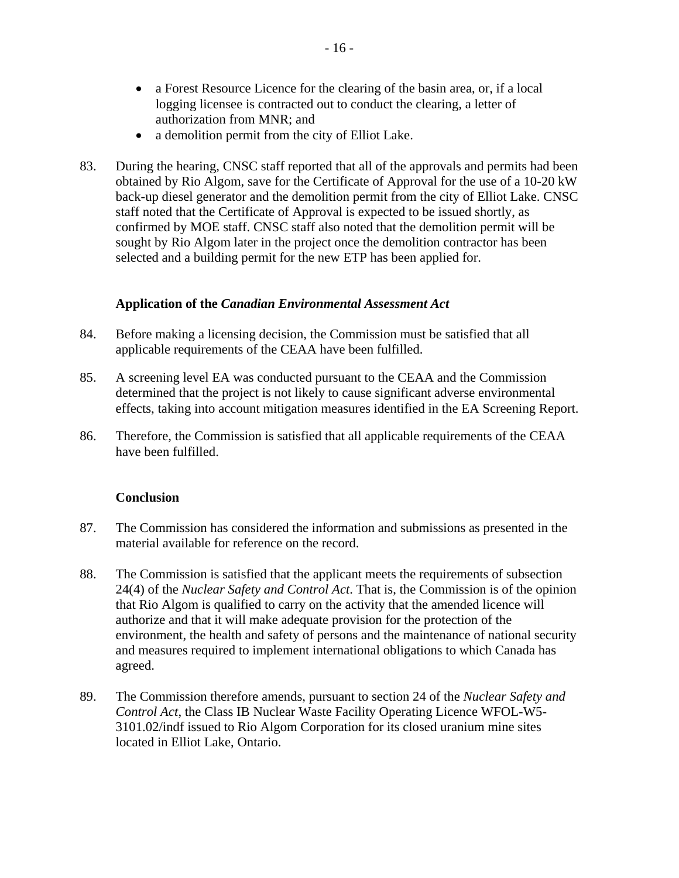- a Forest Resource Licence for the clearing of the basin area, or, if a local logging licensee is contracted out to conduct the clearing, a letter of authorization from MNR; and
- a demolition permit from the city of Elliot Lake.

83. During the hearing, CNSC staff reported that all of the approvals and permits had been obtained by Rio Algom, save for the Certificate of Approval for the use of a 10-20 kW back-up diesel generator and the demolition permit from the city of Elliot Lake. CNSC staff noted that the Certificate of Approval is expected to be issued shortly, as confirmed by MOE staff. CNSC staff also noted that the demolition permit will be sought by Rio Algom later in the project once the demolition contractor has been selected and a building permit for the new ETP has been applied for.

### Application of the *Canadian Environmental Assessment Act*

84. Before making a licensing decision, the Commission must be satisfied that all applicable requirements of the CEAA have been fulfilled.

85. A screening level EA was conducted pursuant to the CEAA and the Commission determined that the project is not likely to cause significant adverse environmental effects, taking into account mitigation measures identified in the EA Screening Report.

86. Therefore, the Commission is satisfied that all applicable requirements of the CEAA have been fulfilled.

### Conclusion

87. The Commission has considered the information and submissions as presented in the material available for reference on the record.

88. The Commission is satisfied that the applicant meets the requirements of subsection 24(4) of the *Nuclear Safety and Control Act*. That is, the Commission is of the opinion that Rio Algom is qualified to carry on the activity that the amended licence will authorize and that it will make adequate provision for the protection of the environment, the health and safety of persons and the maintenance of national security and measures required to implement international obligations to which Canada has agreed.

89. The Commission therefore amends, pursuant to section 24 of the *Nuclear Safety and Control Act*, the Class IB Nuclear Waste Facility Operating Licence WFOL-W5-3101.02/indf issued to Rio Algom Corporation for its closed uranium mine sites located in Elliot Lake, Ontario.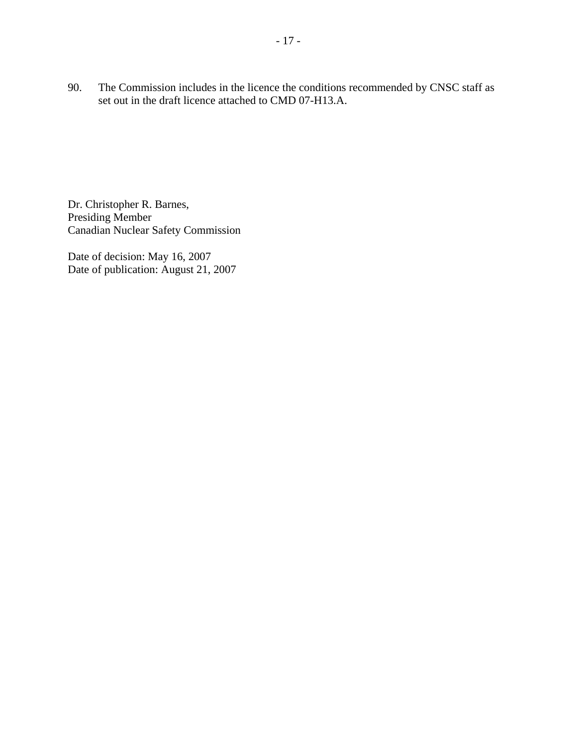90. The Commission includes in the licence the conditions recommended by CNSC staff as set out in the draft licence attached to CMD 07-H13.A.

Dr. Christopher R. Barnes,
Presiding Member
Canadian Nuclear Safety Commission

Date of decision: May 16, 2007
Date of publication: August 21, 2007